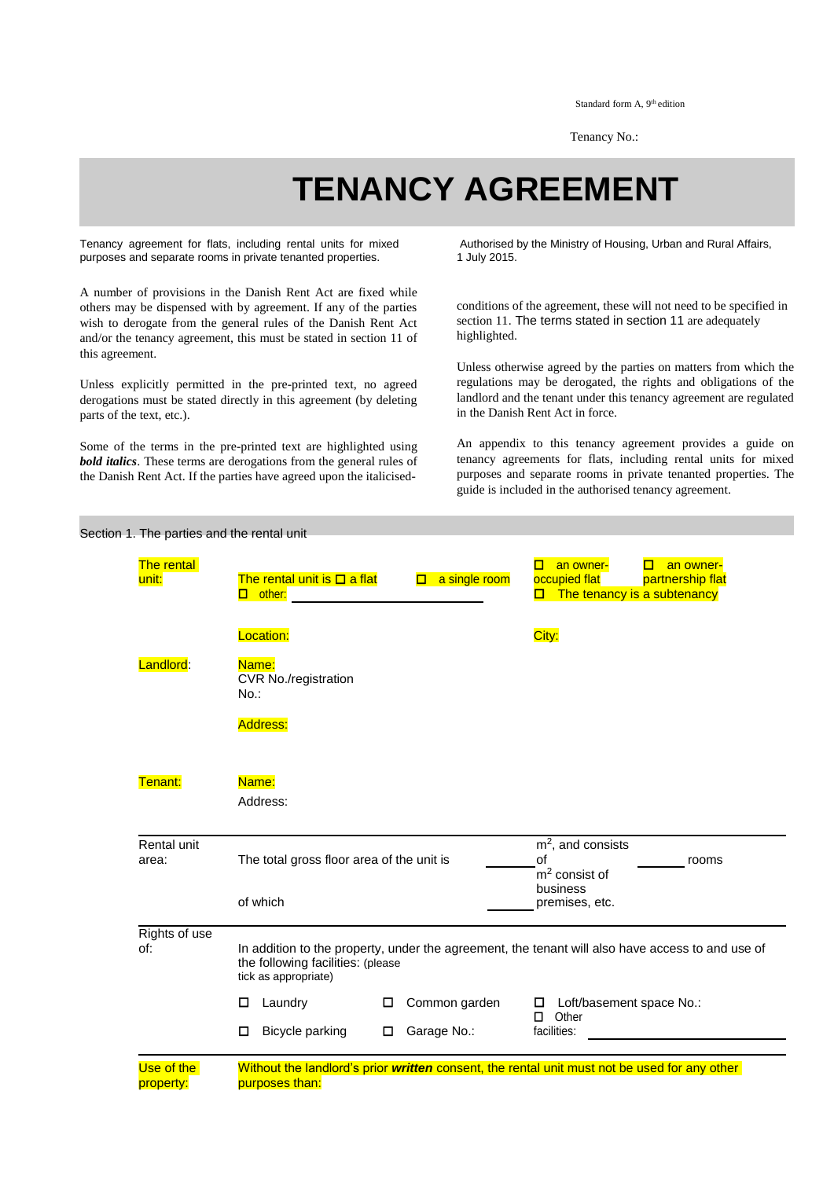Standard form A, 9th edition

Tenancy No.:

# TENANCY AGREEMENT

Tenancy agreement for flats, including rental units for mixed purposes and separate rooms in private tenanted properties.

Authorised by the Ministry of Housing, Urban and Rural Affairs, 1 July 2015.

A number of provisions in the Danish Rent Act are fixed while others may be dispensed with by agreement. If any of the parties wish to derogate from the general rules of the Danish Rent Act and/or the tenancy agreement, this must be stated in section 11 of this agreement.

Unless explicitly permitted in the pre-printed text, no agreed derogations must be stated directly in this agreement (by deleting parts of the text, etc.).

Some of the terms in the pre-printed text are highlighted using ***bold italics***. These terms are derogations from the general rules of the Danish Rent Act. If the parties have agreed upon the italicised-conditions of the agreement, these will not need to be specified in section 11. The terms stated in section 11 are adequately highlighted.

Unless otherwise agreed by the parties on matters from which the regulations may be derogated, the rights and obligations of the landlord and the tenant under this tenancy agreement are regulated in the Danish Rent Act in force.

An appendix to this tenancy agreement provides a guide on tenancy agreements for flats, including rental units for mixed purposes and separate rooms in private tenanted properties. The guide is included in the authorised tenancy agreement.

## Section 1. The parties and the rental unit

| | | | |
|---|---|---|---|
| The rental unit: | The rental unit is ☐ a flat ☐ a single room ☐ other: ______ | ☐ an owner-occupied flat ☐ an owner-partnership flat ☐ The tenancy is a subtenancy | |
| | Location: | City: | |
| Landlord: | Name: CVR No./registration No.: Address: | | |
| Tenant: | Name: Address: | | |
| Rental unit area: | The total gross floor area of the unit is ______ m², and consists of ______ rooms | | |
| | of which ______ m² consist of business premises, etc. | | |
| Rights of use of: | In addition to the property, under the agreement, the tenant will also have access to and use of the following facilities: (please tick as appropriate) | | |
| | ☐ Laundry | ☐ Common garden | ☐ Loft/basement space No.: |
| | ☐ Bicycle parking | ☐ Garage No.: | ☐ Other facilities: ______ |
| Use of the property: | Without the landlord's prior ***written*** consent, the rental unit must not be used for any other purposes than: | | |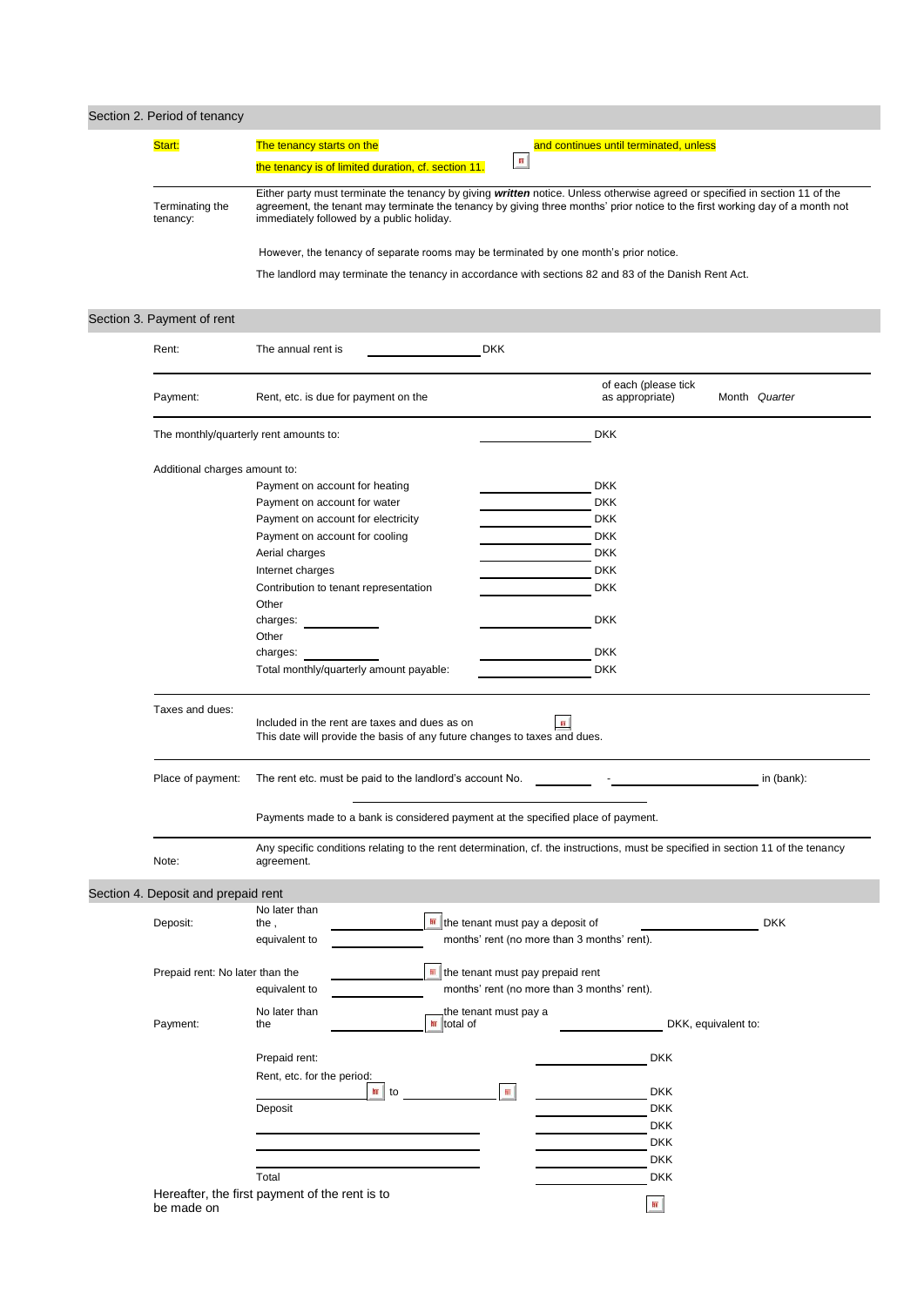## Section 2. Period of tenancy

| | |
|---|---|
| Start: | The tenancy starts on the ______ and continues until terminated, unless the tenancy is of limited duration, cf. section 11. |
| Terminating the tenancy: | Either party must terminate the tenancy by giving ***written*** notice. Unless otherwise agreed or specified in section 11 of the agreement, the tenant may terminate the tenancy by giving three months' prior notice to the first working day of a month not immediately followed by a public holiday. |
| | However, the tenancy of separate rooms may be terminated by one month's prior notice. |
| | The landlord may terminate the tenancy in accordance with sections 82 and 83 of the Danish Rent Act. |

## Section 3. Payment of rent

| | | | |
|---|---|---|---|
| Rent: | The annual rent is ______ DKK | | |
| Payment: | Rent, etc. is due for payment on the | of each (please tick as appropriate) | Month *Quarter* |

The monthly/quarterly rent amounts to: ______ DKK

Additional charges amount to:

| | | |
|---|---|---|
| Payment on account for heating | ______ | DKK |
| Payment on account for water | ______ | DKK |
| Payment on account for electricity | ______ | DKK |
| Payment on account for cooling | ______ | DKK |
| Aerial charges | ______ | DKK |
| Internet charges | ______ | DKK |
| Contribution to tenant representation | ______ | DKK |
| Other charges: ______ | ______ | DKK |
| Other charges: ______ | ______ | DKK |
| Total monthly/quarterly amount payable: | ______ | DKK |

**Taxes and dues:**

Included in the rent are taxes and dues as on ______

This date will provide the basis of any future changes to taxes and dues.

**Place of payment:** The rent etc. must be paid to the landlord's account No. ______ - ______ in (bank): ______

Payments made to a bank is considered payment at the specified place of payment.

**Note:** Any specific conditions relating to the rent determination, cf. the instructions, must be specified in section 11 of the tenancy agreement.

## Section 4. Deposit and prepaid rent

**Deposit:** No later than the , ______ the tenant must pay a deposit of ______ DKK equivalent to ______ months' rent (no more than 3 months' rent).

**Prepaid rent:** No later than the ______ the tenant must pay prepaid rent equivalent to ______ months' rent (no more than 3 months' rent).

**Payment:** No later than the ______ the tenant must pay a total of ______ DKK, equivalent to:

| | |
|---|---|
| Prepaid rent: | ______ DKK |
| Rent, etc. for the period: ______ to ______ | ______ DKK |
| Deposit | ______ DKK |
| | ______ DKK |
| ______ | ______ DKK |
| ______ | ______ DKK |
| ______ | |
| Total | ______ DKK |

Hereafter, the first payment of the rent is to be made on ______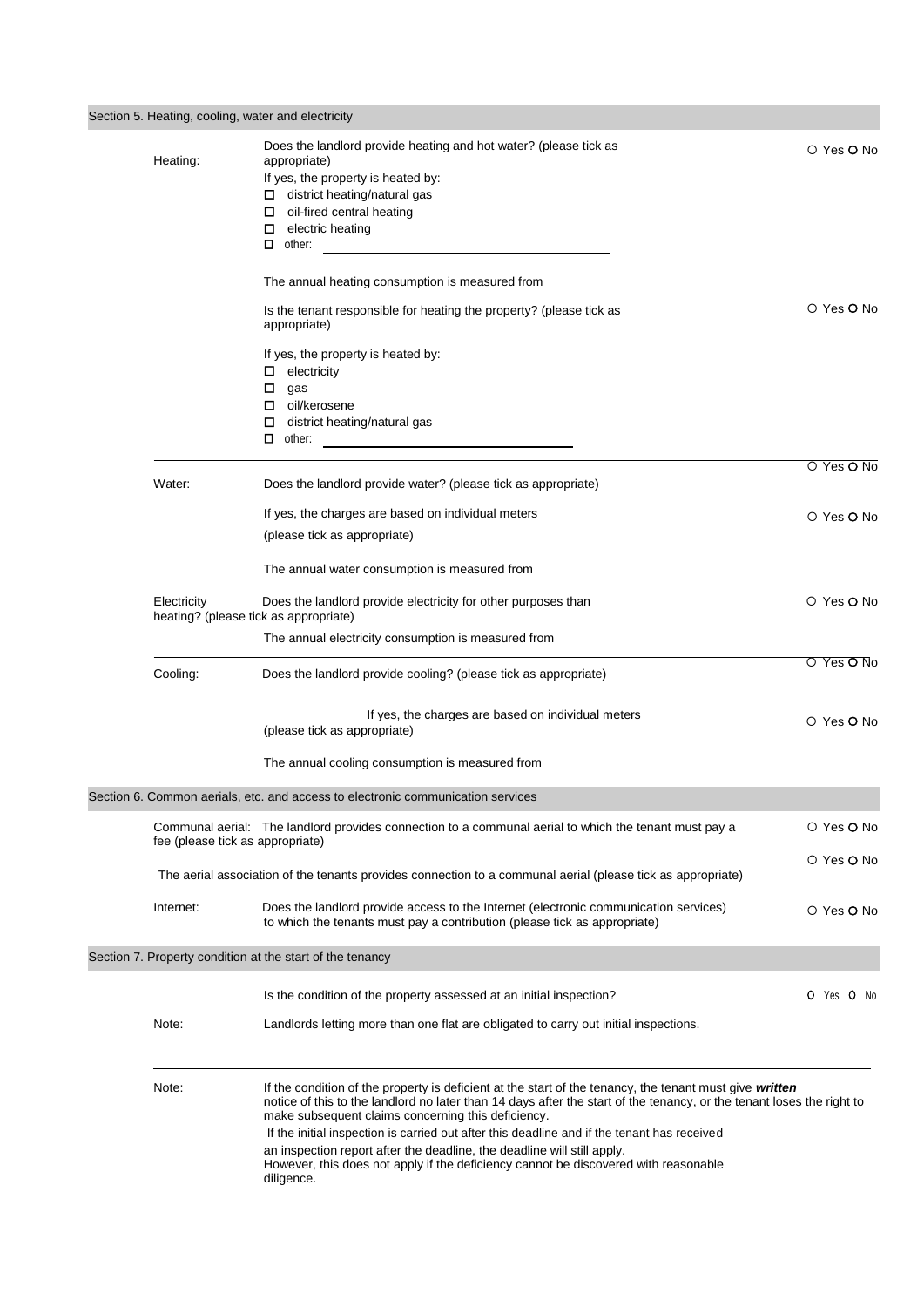## Section 5. Heating, cooling, water and electricity

**Heating:**

Does the landlord provide heating and hot water? (please tick as appropriate) ○ Yes ○ No

If yes, the property is heated by:

- ☐ district heating/natural gas
- ☐ oil-fired central heating
- ☐ electric heating
- ☐ other: ______________________________

The annual heating consumption is measured from

Is the tenant responsible for heating the property? (please tick as appropriate) ○ Yes ○ No

If yes, the property is heated by:

- ☐ electricity
- ☐ gas
- ☐ oil/kerosene
- ☐ district heating/natural gas
- ☐ other: ______________________________

**Water:**

Does the landlord provide water? (please tick as appropriate) ○ Yes ○ No

If yes, the charges are based on individual meters (please tick as appropriate) ○ Yes ○ No

The annual water consumption is measured from

**Electricity**

Does the landlord provide electricity for other purposes than heating? (please tick as appropriate) ○ Yes ○ No

The annual electricity consumption is measured from

**Cooling:**

Does the landlord provide cooling? (please tick as appropriate) ○ Yes ○ No

If yes, the charges are based on individual meters (please tick as appropriate) ○ Yes ○ No

The annual cooling consumption is measured from

## Section 6. Common aerials, etc. and access to electronic communication services

**Communal aerial:** The landlord provides connection to a communal aerial to which the tenant must pay a fee (please tick as appropriate) ○ Yes ○ No

The aerial association of the tenants provides connection to a communal aerial (please tick as appropriate) ○ Yes ○ No

**Internet:** Does the landlord provide access to the Internet (electronic communication services) to which the tenants must pay a contribution (please tick as appropriate) ○ Yes ○ No

## Section 7. Property condition at the start of the tenancy

Is the condition of the property assessed at an initial inspection? ○ Yes ○ No

**Note:** Landlords letting more than one flat are obligated to carry out initial inspections.

**Note:** If the condition of the property is deficient at the start of the tenancy, the tenant must give ***written*** notice of this to the landlord no later than 14 days after the start of the tenancy, or the tenant loses the right to make subsequent claims concerning this deficiency.

If the initial inspection is carried out after this deadline and if the tenant has received an inspection report after the deadline, the deadline will still apply.

However, this does not apply if the deficiency cannot be discovered with reasonable diligence.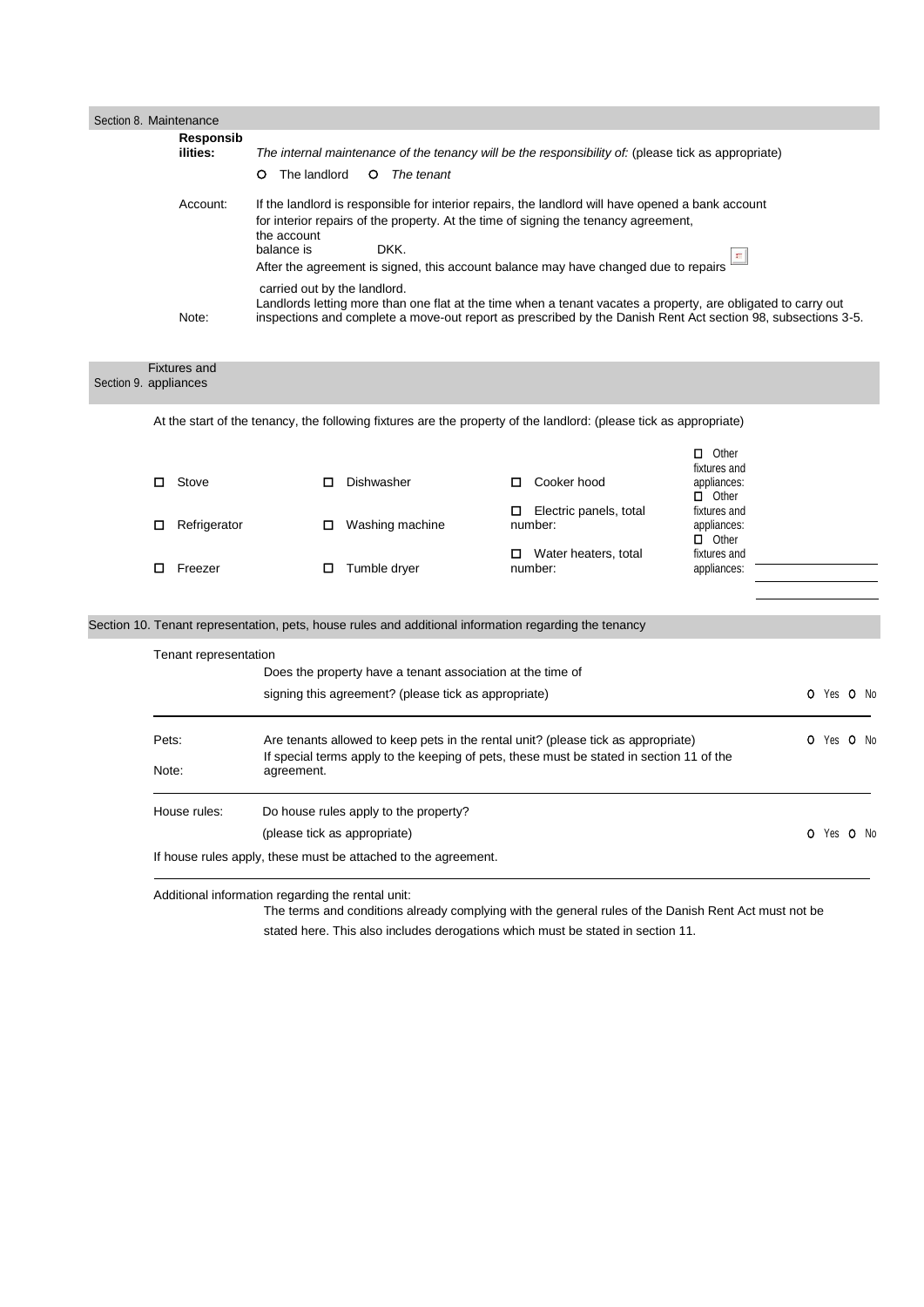## Section 8. Maintenance

**Responsibilities:** *The internal maintenance of the tenancy will be the responsibility of:* (please tick as appropriate)

○ The landlord ○ *The tenant*

Account: If the landlord is responsible for interior repairs, the landlord will have opened a bank account for interior repairs of the property. At the time of signing the tenancy agreement, the account balance is DKK.
After the agreement is signed, this account balance may have changed due to repairs carried out by the landlord.

Note: Landlords letting more than one flat at the time when a tenant vacates a property, are obligated to carry out inspections and complete a move-out report as prescribed by the Danish Rent Act section 98, subsections 3-5.

## Section 9. Fixtures and appliances

At the start of the tenancy, the following fixtures are the property of the landlord: (please tick as appropriate)

| | | | |
|---|---|---|---|
| ☐ Stove | ☐ Dishwasher | ☐ Cooker hood | ☐ Other fixtures and appliances: |
| ☐ Refrigerator | ☐ Washing machine | ☐ Electric panels, total number: | ☐ Other fixtures and appliances: |
| ☐ Freezer | ☐ Tumble dryer | ☐ Water heaters, total number: | ☐ Other fixtures and appliances: |

## Section 10. Tenant representation, pets, house rules and additional information regarding the tenancy

Tenant representation

Does the property have a tenant association at the time of signing this agreement? (please tick as appropriate) ○ Yes ○ No

Pets: Are tenants allowed to keep pets in the rental unit? (please tick as appropriate) ○ Yes ○ No

Note: If special terms apply to the keeping of pets, these must be stated in section 11 of the agreement.

House rules: Do house rules apply to the property? (please tick as appropriate) ○ Yes ○ No

If house rules apply, these must be attached to the agreement.

Additional information regarding the rental unit:
The terms and conditions already complying with the general rules of the Danish Rent Act must not be stated here. This also includes derogations which must be stated in section 11.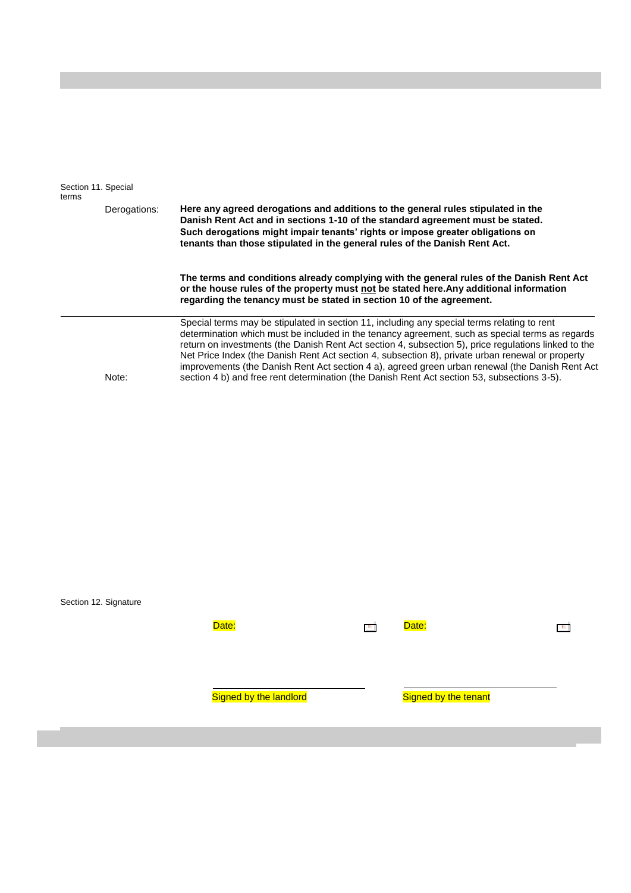Section 11. Special terms

Derogations: **Here any agreed derogations and additions to the general rules stipulated in the Danish Rent Act and in sections 1-10 of the standard agreement must be stated. Such derogations might impair tenants' rights or impose greater obligations on tenants than those stipulated in the general rules of the Danish Rent Act.**

**The terms and conditions already complying with the general rules of the Danish Rent Act or the house rules of the property must not be stated here.Any additional information regarding the tenancy must be stated in section 10 of the agreement.**

Note: Special terms may be stipulated in section 11, including any special terms relating to rent determination which must be included in the tenancy agreement, such as special terms as regards return on investments (the Danish Rent Act section 4, subsection 5), price regulations linked to the Net Price Index (the Danish Rent Act section 4, subsection 8), private urban renewal or property improvements (the Danish Rent Act section 4 a), agreed green urban renewal (the Danish Rent Act section 4 b) and free rent determination (the Danish Rent Act section 53, subsections 3-5).

Section 12. Signature

| | |
|---|---|
| Date: | Date: |
| ______________________ | ______________________ |
| Signed by the landlord | Signed by the tenant |